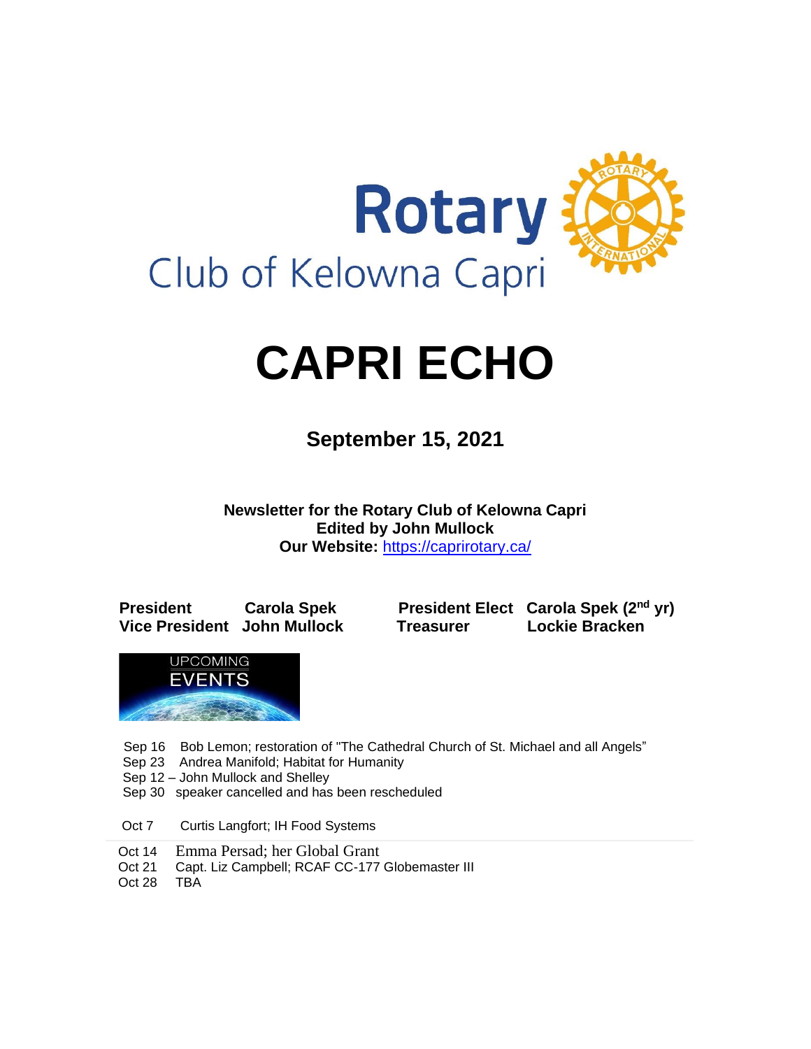Rotary

Club of Kelowna Capri

# CAPRI ECHO

## September 15, 2021

**Newsletter for the Rotary Club of Kelowna Capri**
**Edited by John Mullock**
**Our Website:** https://caprirotary.ca/

| | | | |
|---|---|---|---|
| **President** | **Carola Spek** | **President Elect** | **Carola Spek (2nd yr)** |
| **Vice President** | **John Mullock** | **Treasurer** | **Lockie Bracken** |

UPCOMING EVENTS

Sep 16 Bob Lemon; restoration of "The Cathedral Church of St. Michael and all Angels"
Sep 23 Andrea Manifold; Habitat for Humanity
Sep 12 – John Mullock and Shelley
Sep 30 speaker cancelled and has been rescheduled

Oct 7 Curtis Langfort; IH Food Systems

Oct 14 Emma Persad; her Global Grant
Oct 21 Capt. Liz Campbell; RCAF CC-177 Globemaster III
Oct 28 TBA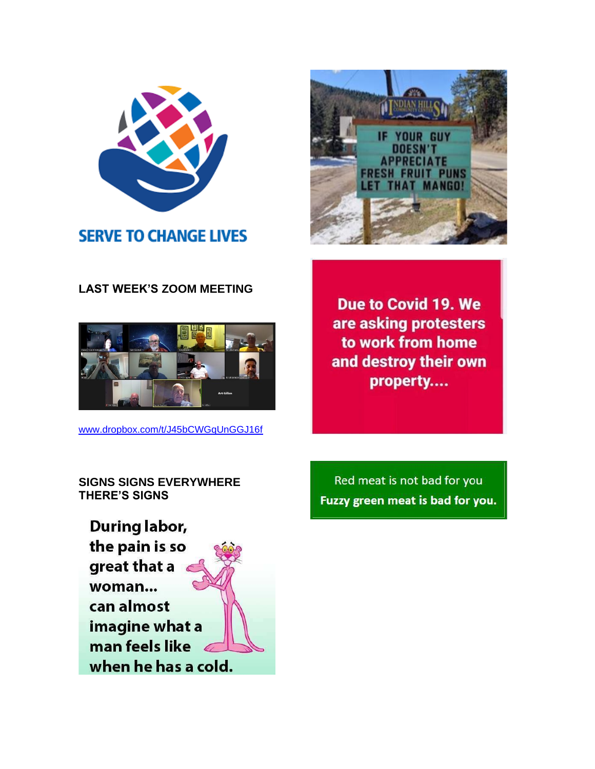SERVE TO CHANGE LIVES

## LAST WEEK'S ZOOM MEETING

www.dropbox.com/t/J45bCWGqUnGGJ16f

## SIGNS SIGNS EVERYWHERE THERE'S SIGNS

During labor, the pain is so great that a woman... can almost imagine what a man feels like when he has a cold.

INDIAN HILLS COMMUNITY CENTER

IF YOUR GUY DOESN'T APPRECIATE FRESH FRUIT PUNS LET THAT MANGO!

Due to Covid 19. We are asking protesters to work from home and destroy their own property....

Red meat is not bad for you

**Fuzzy green meat is bad for you.**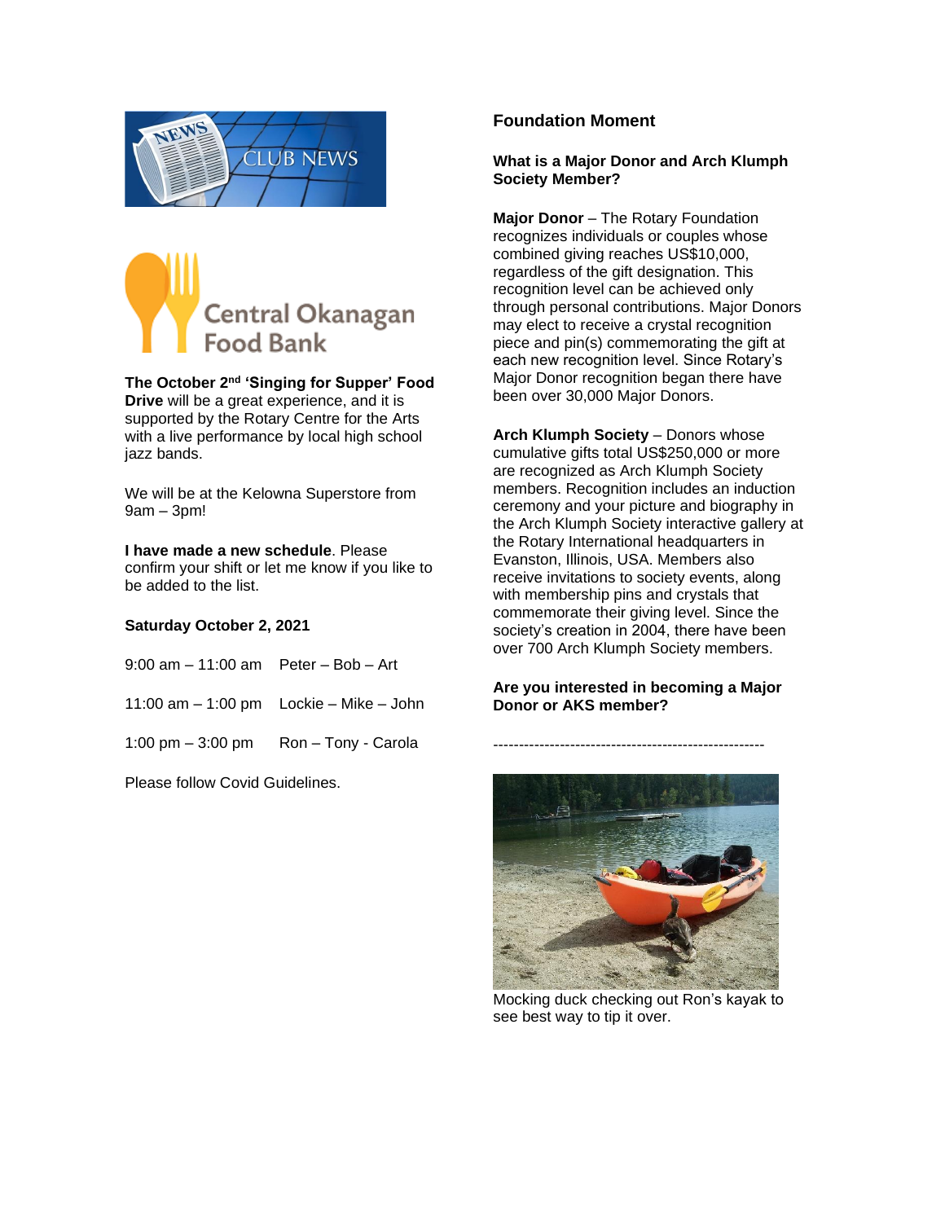CLUB NEWS

Central Okanagan Food Bank

**The October 2nd 'Singing for Supper' Food Drive** will be a great experience, and it is supported by the Rotary Centre for the Arts with a live performance by local high school jazz bands.

We will be at the Kelowna Superstore from 9am – 3pm!

**I have made a new schedule**. Please confirm your shift or let me know if you like to be added to the list.

**Saturday October 2, 2021**

| | |
|---|---|
| 9:00 am – 11:00 am | Peter – Bob – Art |
| 11:00 am – 1:00 pm | Lockie – Mike – John |
| 1:00 pm – 3:00 pm | Ron – Tony - Carola |

Please follow Covid Guidelines.

### Foundation Moment

**What is a Major Donor and Arch Klumph Society Member?**

**Major Donor** – The Rotary Foundation recognizes individuals or couples whose combined giving reaches US$10,000, regardless of the gift designation. This recognition level can be achieved only through personal contributions. Major Donors may elect to receive a crystal recognition piece and pin(s) commemorating the gift at each new recognition level. Since Rotary's Major Donor recognition began there have been over 30,000 Major Donors.

**Arch Klumph Society** – Donors whose cumulative gifts total US$250,000 or more are recognized as Arch Klumph Society members. Recognition includes an induction ceremony and your picture and biography in the Arch Klumph Society interactive gallery at the Rotary International headquarters in Evanston, Illinois, USA. Members also receive invitations to society events, along with membership pins and crystals that commemorate their giving level. Since the society's creation in 2004, there have been over 700 Arch Klumph Society members.

**Are you interested in becoming a Major Donor or AKS member?**

-----------------------------------------------------

Mocking duck checking out Ron's kayak to see best way to tip it over.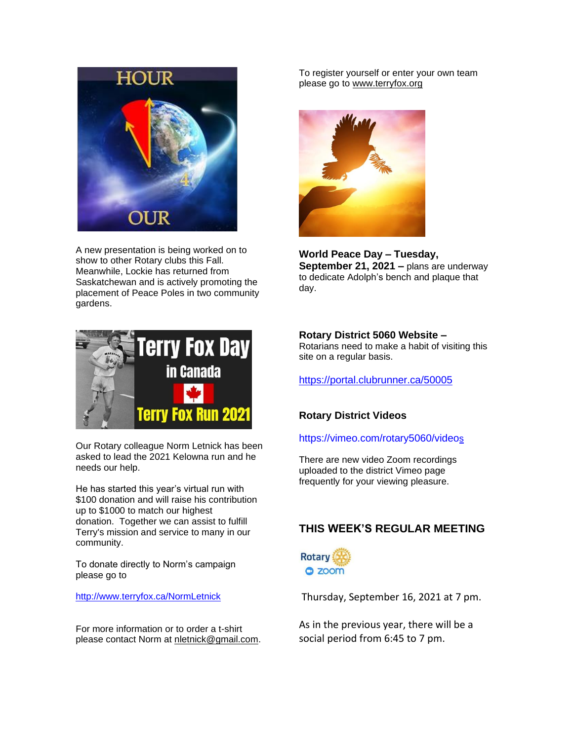A new presentation is being worked on to show to other Rotary clubs this Fall. Meanwhile, Lockie has returned from Saskatchewan and is actively promoting the placement of Peace Poles in two community gardens.

Our Rotary colleague Norm Letnick has been asked to lead the 2021 Kelowna run and he needs our help.

He has started this year's virtual run with $100 donation and will raise his contribution up to $1000 to match our highest donation. Together we can assist to fulfill Terry's mission and service to many in our community.

To donate directly to Norm's campaign please go to

http://www.terryfox.ca/NormLetnick

For more information or to order a t-shirt please contact Norm at nletnick@gmail.com.

To register yourself or enter your own team please go to www.terryfox.org

**World Peace Day – Tuesday, September 21, 2021 –** plans are underway to dedicate Adolph's bench and plaque that day.

**Rotary District 5060 Website –**
Rotarians need to make a habit of visiting this site on a regular basis.

https://portal.clubrunner.ca/50005

**Rotary District Videos**

https://vimeo.com/rotary5060/videos

There are new video Zoom recordings uploaded to the district Vimeo page frequently for your viewing pleasure.

## THIS WEEK'S REGULAR MEETING

Thursday, September 16, 2021 at 7 pm.

As in the previous year, there will be a social period from 6:45 to 7 pm.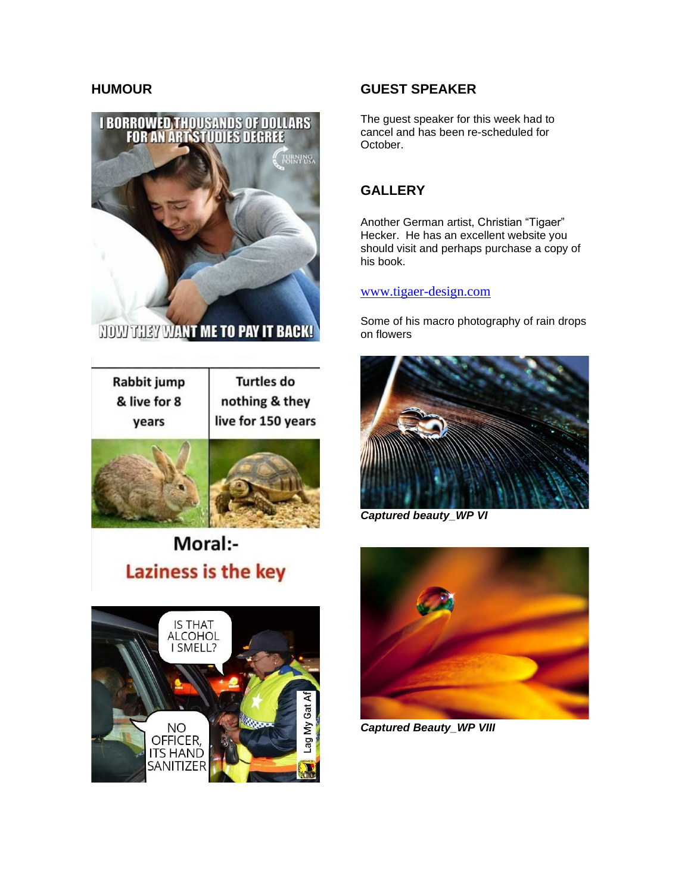## HUMOUR

I BORROWED THOUSANDS OF DOLLARS FOR AN ART STUDIES DEGREE

NOW THEY WANT ME TO PAY IT BACK!

| Rabbit jump & live for 8 years | Turtles do nothing & they live for 150 years |
| --- | --- |

Moral:-
Laziness is the key

IS THAT ALCOHOL I SMELL?

NO OFFICER, ITS HAND SANITIZER

## GUEST SPEAKER

The guest speaker for this week had to cancel and has been re-scheduled for October.

## GALLERY

Another German artist, Christian "Tigaer" Hecker. He has an excellent website you should visit and perhaps purchase a copy of his book.

www.tigaer-design.com

Some of his macro photography of rain drops on flowers

***Captured beauty_WP VI***

***Captured Beauty_WP VIII***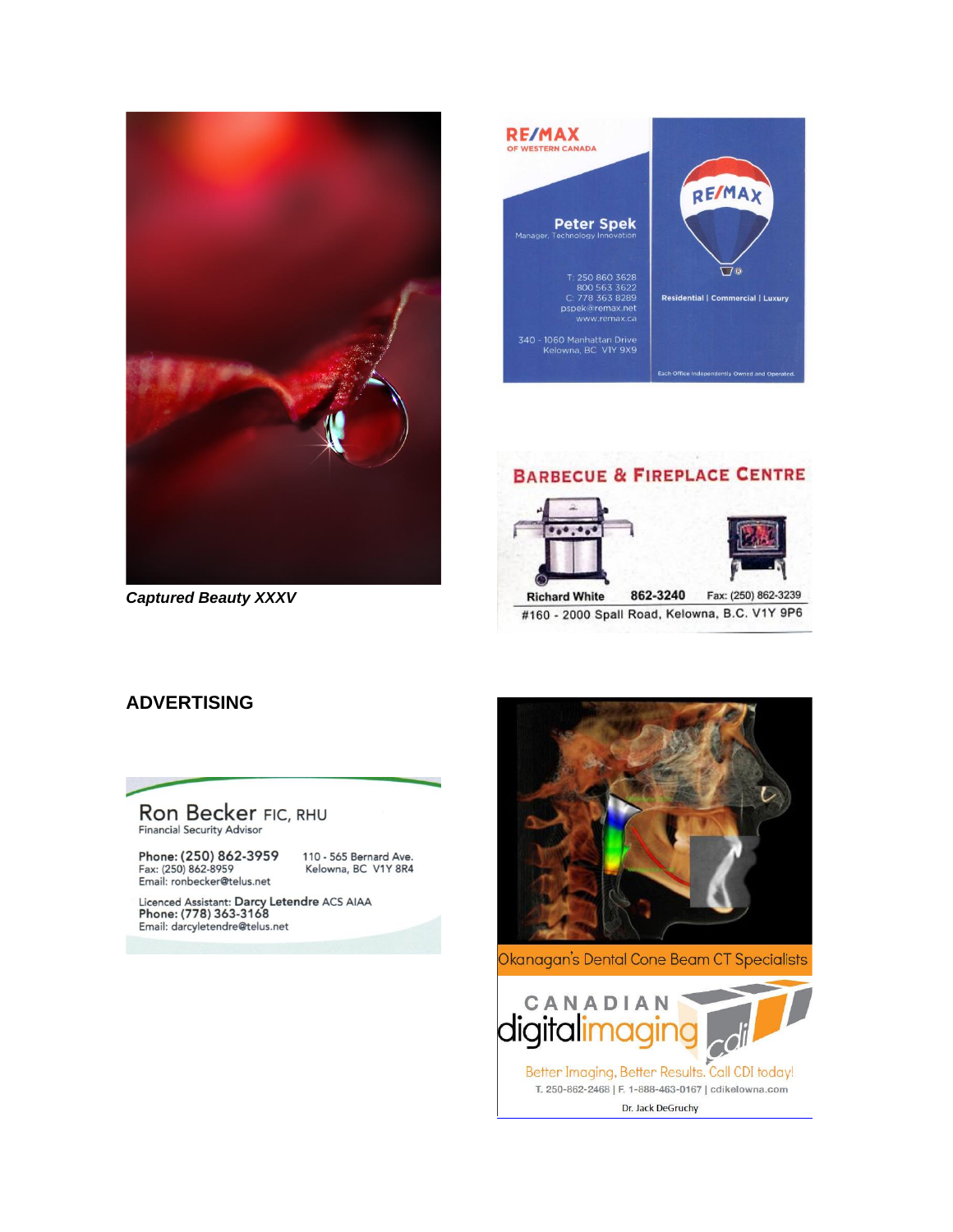*Captured Beauty XXXV*

RE/MAX
OF WESTERN CANADA

**Peter Spek**
Manager, Technology Innovation

T: 250 860 3628
800 563 3622
C: 778 363 8289
pspek@remax.net
www.remax.ca

340 - 1060 Manhattan Drive
Kelowna, BC V1Y 9X9

Residential | Commercial | Luxury

Each Office Independently Owned and Operated.

**BARBECUE & FIREPLACE CENTRE**

**Richard White** **862-3240** Fax: (250) 862-3239
#160 - 2000 Spall Road, Kelowna, B.C. V1Y 9P6

## ADVERTISING

Ron Becker FIC, RHU
Financial Security Advisor

**Phone: (250) 862-3959**
Fax: (250) 862-8959
Email: ronbecker@telus.net

110 - 565 Bernard Ave.
Kelowna, BC V1Y 8R4

Licenced Assistant: **Darcy Letendre** ACS AIAA
**Phone: (778) 363-3168**
Email: darcyletendre@telus.net

Okanagan's Dental Cone Beam CT Specialists

CANADIAN digitalimaging cdi

Better Imaging, Better Results. Call CDI today!
T. 250-862-2468 | F. 1-888-463-0167 | cdikelowna.com
Dr. Jack DeGruchy